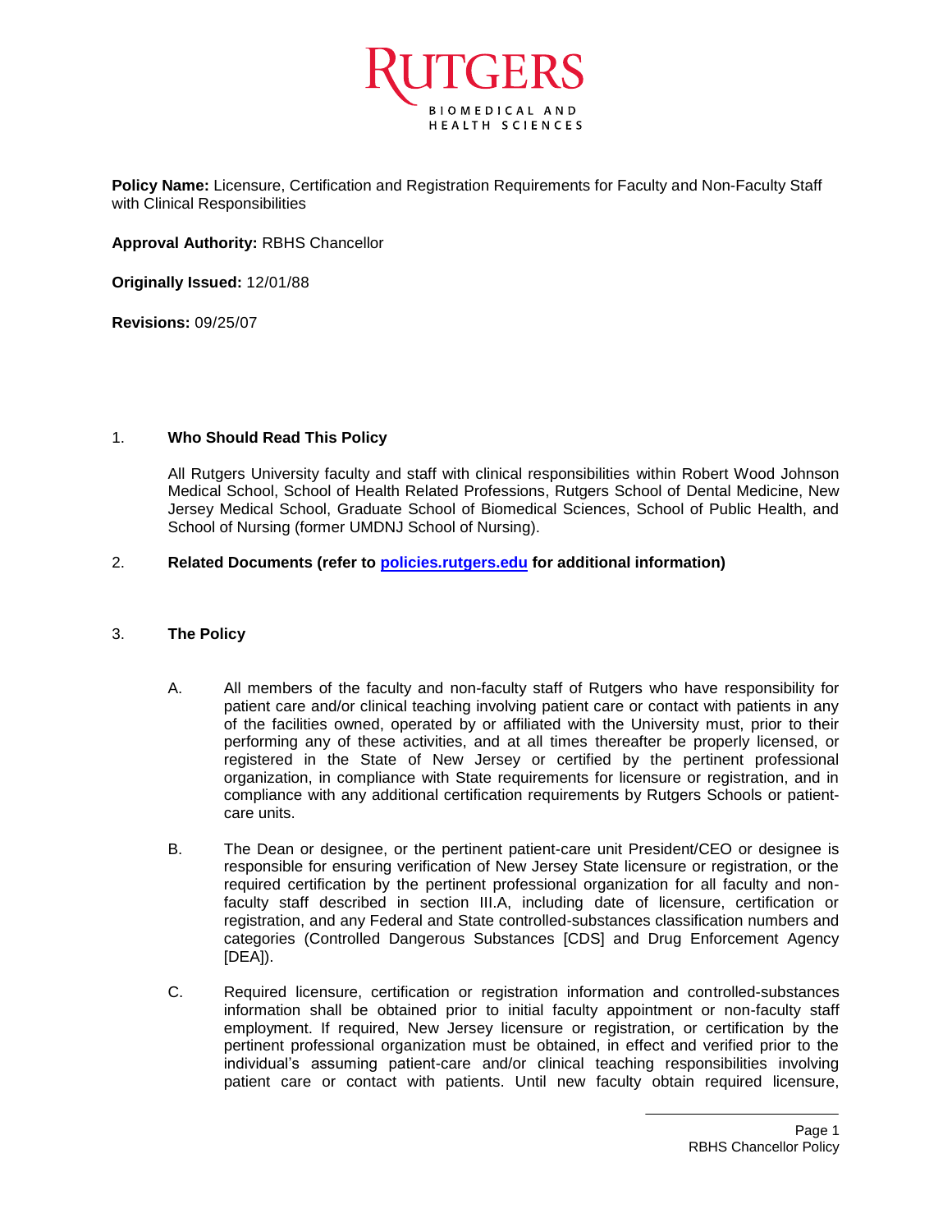**Policy Name:** Licensure, Certification and Registration Requirements for Faculty and Non-Faculty Staff with Clinical Responsibilities

**Approval Authority:** RBHS Chancellor

**Originally Issued:** 12/01/88

**Revisions:** 09/25/07

1. **Who Should Read This Policy**

   All Rutgers University faculty and staff with clinical responsibilities within Robert Wood Johnson Medical School, School of Health Related Professions, Rutgers School of Dental Medicine, New Jersey Medical School, Graduate School of Biomedical Sciences, School of Public Health, and School of Nursing (former UMDNJ School of Nursing).

2. **Related Documents (refer to [policies.rutgers.edu](policies.rutgers.edu) for additional information)**

3. **The Policy**

   A. All members of the faculty and non-faculty staff of Rutgers who have responsibility for patient care and/or clinical teaching involving patient care or contact with patients in any of the facilities owned, operated by or affiliated with the University must, prior to their performing any of these activities, and at all times thereafter be properly licensed, or registered in the State of New Jersey or certified by the pertinent professional organization, in compliance with State requirements for licensure or registration, and in compliance with any additional certification requirements by Rutgers Schools or patient-care units.

   B. The Dean or designee, or the pertinent patient-care unit President/CEO or designee is responsible for ensuring verification of New Jersey State licensure or registration, or the required certification by the pertinent professional organization for all faculty and non-faculty staff described in section III.A, including date of licensure, certification or registration, and any Federal and State controlled-substances classification numbers and categories (Controlled Dangerous Substances [CDS] and Drug Enforcement Agency [DEA]).

   C. Required licensure, certification or registration information and controlled-substances information shall be obtained prior to initial faculty appointment or non-faculty staff employment. If required, New Jersey licensure or registration, or certification by the pertinent professional organization must be obtained, in effect and verified prior to the individual's assuming patient-care and/or clinical teaching responsibilities involving patient care or contact with patients. Until new faculty obtain required licensure,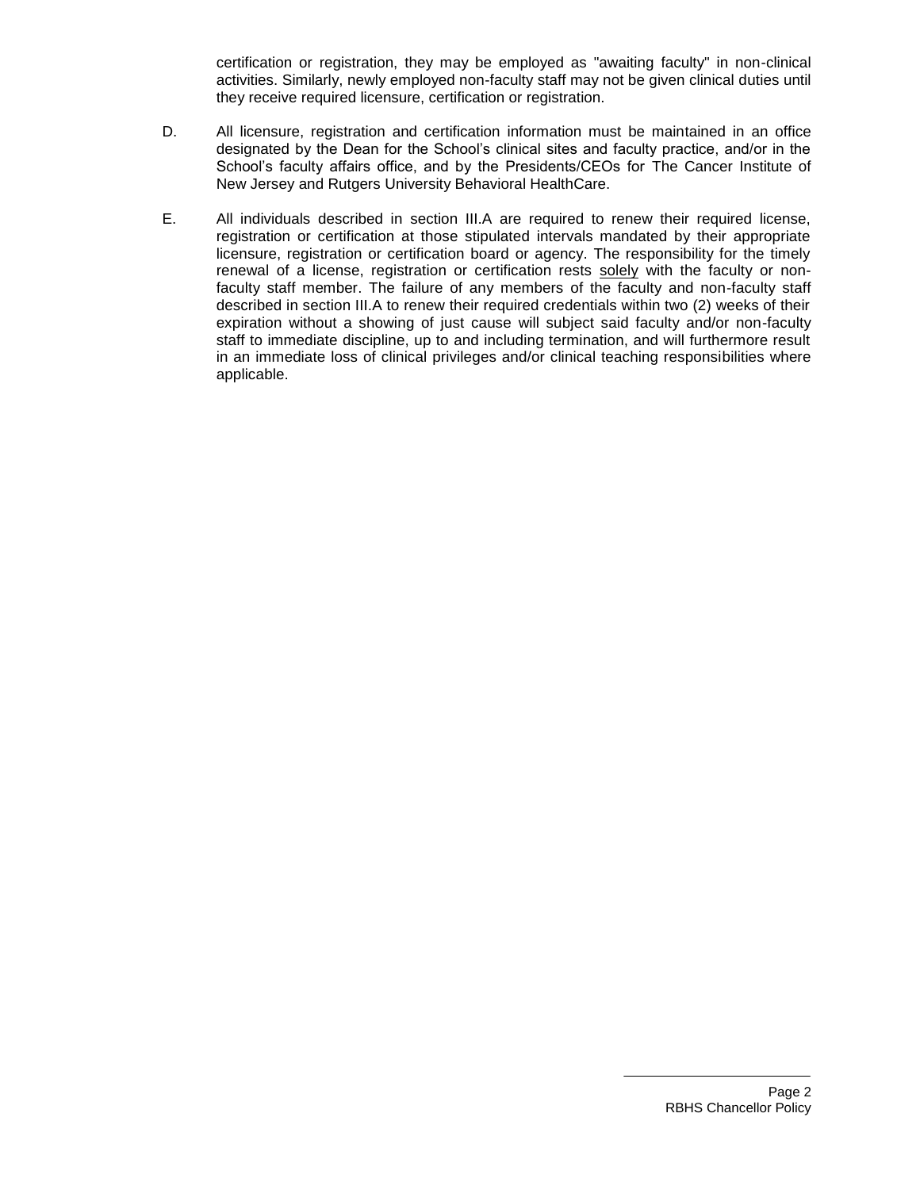certification or registration, they may be employed as "awaiting faculty" in non-clinical activities. Similarly, newly employed non-faculty staff may not be given clinical duties until they receive required licensure, certification or registration.

D. All licensure, registration and certification information must be maintained in an office designated by the Dean for the School's clinical sites and faculty practice, and/or in the School's faculty affairs office, and by the Presidents/CEOs for The Cancer Institute of New Jersey and Rutgers University Behavioral HealthCare.

E. All individuals described in section III.A are required to renew their required license, registration or certification at those stipulated intervals mandated by their appropriate licensure, registration or certification board or agency. The responsibility for the timely renewal of a license, registration or certification rests solely with the faculty or non-faculty staff member. The failure of any members of the faculty and non-faculty staff described in section III.A to renew their required credentials within two (2) weeks of their expiration without a showing of just cause will subject said faculty and/or non-faculty staff to immediate discipline, up to and including termination, and will furthermore result in an immediate loss of clinical privileges and/or clinical teaching responsibilities where applicable.